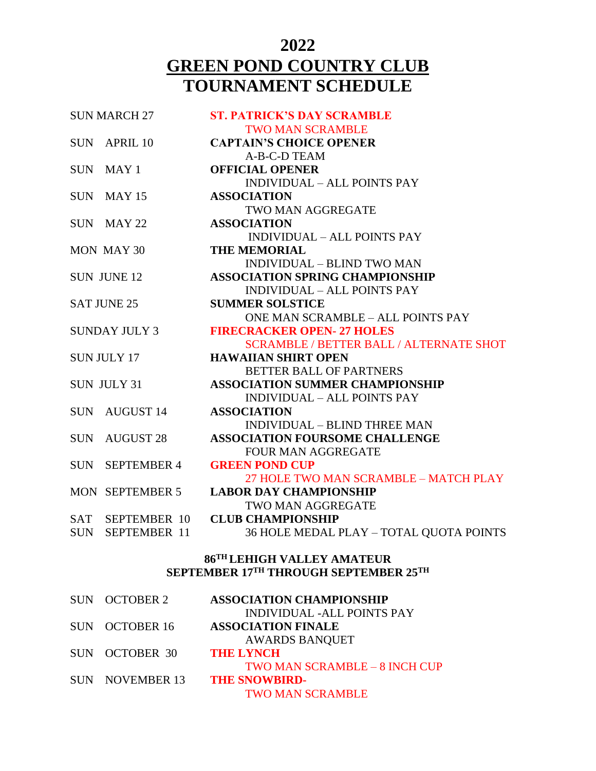# 2022
# GREEN POND COUNTRY CLUB
# TOURNAMENT SCHEDULE

| Date | Event |
|---|---|
| SUN MARCH 27 | **ST. PATRICK'S DAY SCRAMBLE**<br>TWO MAN SCRAMBLE |
| SUN APRIL 10 | **CAPTAIN'S CHOICE OPENER**<br>A-B-C-D TEAM |
| SUN MAY 1 | **OFFICIAL OPENER**<br>INDIVIDUAL – ALL POINTS PAY |
| SUN MAY 15 | **ASSOCIATION**<br>TWO MAN AGGREGATE |
| SUN MAY 22 | **ASSOCIATION**<br>INDIVIDUAL – ALL POINTS PAY |
| MON MAY 30 | **THE MEMORIAL**<br>INDIVIDUAL – BLIND TWO MAN |
| SUN JUNE 12 | **ASSOCIATION SPRING CHAMPIONSHIP**<br>INDIVIDUAL – ALL POINTS PAY |
| SAT JUNE 25 | **SUMMER SOLSTICE**<br>ONE MAN SCRAMBLE – ALL POINTS PAY |
| SUNDAY JULY 3 | **FIRECRACKER OPEN- 27 HOLES**<br>SCRAMBLE / BETTER BALL / ALTERNATE SHOT |
| SUN JULY 17 | **HAWAIIAN SHIRT OPEN**<br>BETTER BALL OF PARTNERS |
| SUN JULY 31 | **ASSOCIATION SUMMER CHAMPIONSHIP**<br>INDIVIDUAL – ALL POINTS PAY |
| SUN AUGUST 14 | **ASSOCIATION**<br>INDIVIDUAL – BLIND THREE MAN |
| SUN AUGUST 28 | **ASSOCIATION FOURSOME CHALLENGE**<br>FOUR MAN AGGREGATE |
| SUN SEPTEMBER 4 | **GREEN POND CUP**<br>27 HOLE TWO MAN SCRAMBLE – MATCH PLAY |
| MON SEPTEMBER 5 | **LABOR DAY CHAMPIONSHIP**<br>TWO MAN AGGREGATE |
| SAT SEPTEMBER 10<br>SUN SEPTEMBER 11 | **CLUB CHAMPIONSHIP**<br>36 HOLE MEDAL PLAY – TOTAL QUOTA POINTS |

**86TH LEHIGH VALLEY AMATEUR**
**SEPTEMBER 17TH THROUGH SEPTEMBER 25TH**

| Date | Event |
|---|---|
| SUN OCTOBER 2 | **ASSOCIATION CHAMPIONSHIP**<br>INDIVIDUAL -ALL POINTS PAY |
| SUN OCTOBER 16 | **ASSOCIATION FINALE**<br>AWARDS BANQUET |
| SUN OCTOBER 30 | **THE LYNCH**<br>TWO MAN SCRAMBLE – 8 INCH CUP |
| SUN NOVEMBER 13 | **THE SNOWBIRD-**<br>TWO MAN SCRAMBLE |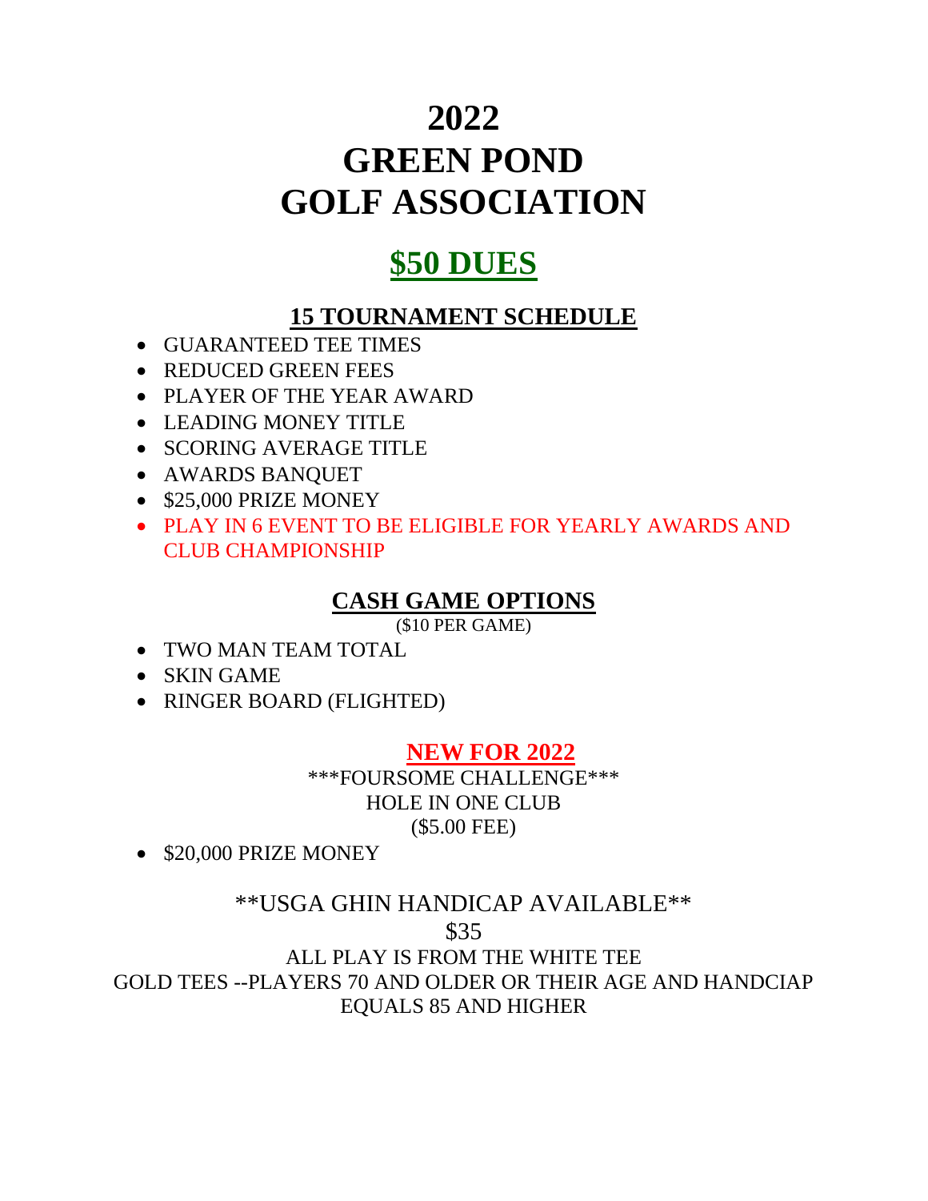# 2022
# GREEN POND
# GOLF ASSOCIATION

## $50 DUES

### 15 TOURNAMENT SCHEDULE

- GUARANTEED TEE TIMES
- REDUCED GREEN FEES
- PLAYER OF THE YEAR AWARD
- LEADING MONEY TITLE
- SCORING AVERAGE TITLE
- AWARDS BANQUET
- $25,000 PRIZE MONEY
- PLAY IN 6 EVENT TO BE ELIGIBLE FOR YEARLY AWARDS AND CLUB CHAMPIONSHIP

### CASH GAME OPTIONS

($10 PER GAME)

- TWO MAN TEAM TOTAL
- SKIN GAME
- RINGER BOARD (FLIGHTED)

### NEW FOR 2022

***FOURSOME CHALLENGE***

HOLE IN ONE CLUB

($5.00 FEE)

- $20,000 PRIZE MONEY

**USGA GHIN HANDICAP AVAILABLE**

$35

ALL PLAY IS FROM THE WHITE TEE

GOLD TEES --PLAYERS 70 AND OLDER OR THEIR AGE AND HANDCIAP EQUALS 85 AND HIGHER